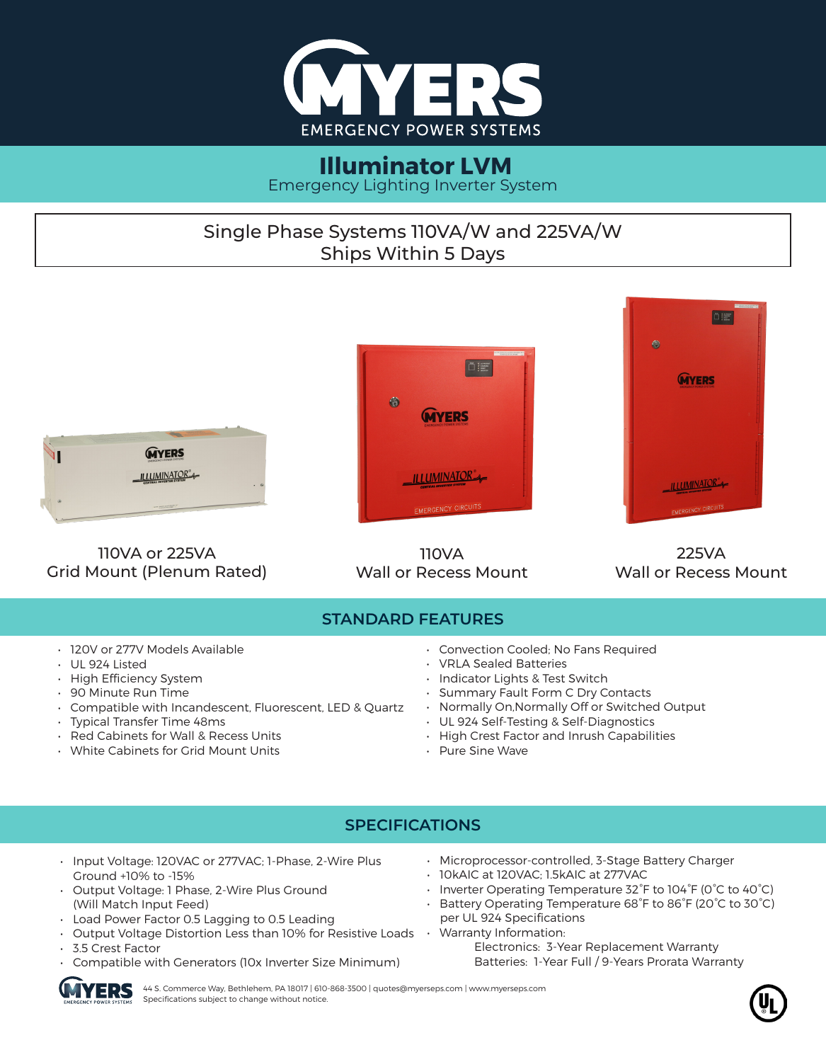# MYERS

EMERGENCY POWER SYSTEMS

## Illuminator LVM

Emergency Lighting Inverter System

Single Phase Systems 110VA/W and 225VA/W
Ships Within 5 Days

110VA or 225VA
Grid Mount (Plenum Rated)

110VA
Wall or Recess Mount

225VA
Wall or Recess Mount

## STANDARD FEATURES

- 120V or 277V Models Available
- UL 924 Listed
- High Efficiency System
- 90 Minute Run Time
- Compatible with Incandescent, Fluorescent, LED & Quartz
- Typical Transfer Time 48ms
- Red Cabinets for Wall & Recess Units
- White Cabinets for Grid Mount Units
- Convection Cooled; No Fans Required
- VRLA Sealed Batteries
- Indicator Lights & Test Switch
- Summary Fault Form C Dry Contacts
- Normally On,Normally Off or Switched Output
- UL 924 Self-Testing & Self-Diagnostics
- High Crest Factor and Inrush Capabilities
- Pure Sine Wave

## SPECIFICATIONS

- Input Voltage: 120VAC or 277VAC; 1-Phase, 2-Wire Plus Ground +10% to -15%
- Output Voltage: 1 Phase, 2-Wire Plus Ground (Will Match Input Feed)
- Load Power Factor 0.5 Lagging to 0.5 Leading
- Output Voltage Distortion Less than 10% for Resistive Loads
- 3.5 Crest Factor
- Compatible with Generators (10x Inverter Size Minimum)
- Microprocessor-controlled, 3-Stage Battery Charger
- 10kAIC at 120VAC; 1.5kAIC at 277VAC
- Inverter Operating Temperature 32˚F to 104˚F (0˚C to 40˚C)
- Battery Operating Temperature 68˚F to 86˚F (20˚C to 30˚C) per UL 924 Specifications
- Warranty Information:
  - Electronics: 3-Year Replacement Warranty
  - Batteries: 1-Year Full / 9-Years Prorata Warranty

44 S. Commerce Way, Bethlehem, PA 18017 | 610-868-3500 | quotes@myerseps.com | www.myerseps.com
Specifications subject to change without notice.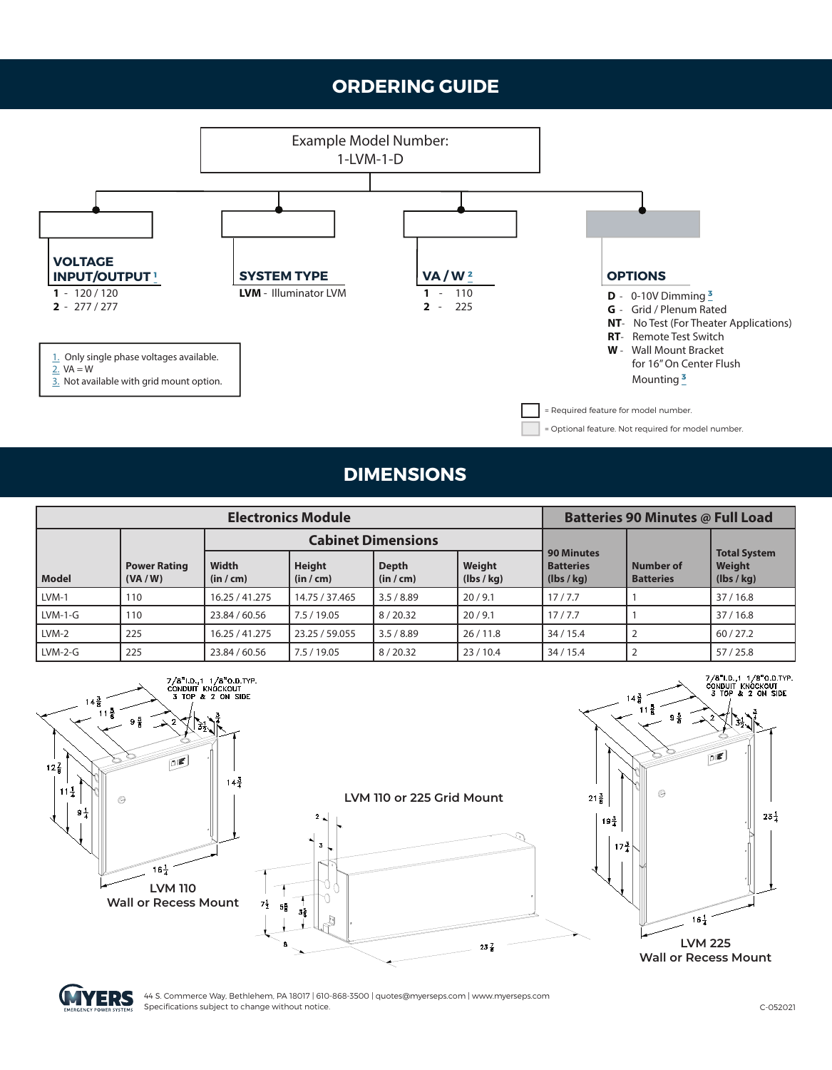## ORDERING GUIDE

Example Model Number:
1-LVM-1-D

**VOLTAGE INPUT/OUTPUT** [1]

**1** - 120 / 120
**2** - 277 / 277

**SYSTEM TYPE**

**LVM** - Illuminator LVM

**VA / W** [2]

**1** - 110
**2** - 225

**OPTIONS**

**D** - 0-10V Dimming [3]
**G** - Grid / Plenum Rated
**NT**- No Test (For Theater Applications)
**RT**- Remote Test Switch
**W** - Wall Mount Bracket for 16" On Center Flush Mounting [3]

1. Only single phase voltages available.
2. VA = W
3. Not available with grid mount option.

= Required feature for model number.

= Optional feature. Not required for model number.

## DIMENSIONS

| Electronics Module | | | | | | Batteries 90 Minutes @ Full Load | | |
|---|---|---|---|---|---|---|---|---|
| | | Cabinet Dimensions | | | | | | |
| Model | Power Rating (VA / W) | Width (in / cm) | Height (in / cm) | Depth (in / cm) | Weight (lbs / kg) | 90 Minutes Batteries (lbs / kg) | Number of Batteries | Total System Weight (lbs / kg) |
| LVM-1 | 110 | 16.25 / 41.275 | 14.75 / 37.465 | 3.5 / 8.89 | 20 / 9.1 | 17 / 7.7 | 1 | 37 / 16.8 |
| LVM-1-G | 110 | 23.84 / 60.56 | 7.5 / 19.05 | 8 / 20.32 | 20 / 9.1 | 17 / 7.7 | 1 | 37 / 16.8 |
| LVM-2 | 225 | 16.25 / 41.275 | 23.25 / 59.055 | 3.5 / 8.89 | 26 / 11.8 | 34 / 15.4 | 2 | 60 / 27.2 |
| LVM-2-G | 225 | 23.84 / 60.56 | 7.5 / 19.05 | 8 / 20.32 | 23 / 10.4 | 34 / 15.4 | 2 | 57 / 25.8 |

7/8"I.D.,1 1/8"O.D.TYP. CONDUIT KNOCKOUT 3 TOP & 2 ON SIDE

LVM 110
Wall or Recess Mount

LVM 110 or 225 Grid Mount

LVM 225
Wall or Recess Mount

44 S. Commerce Way, Bethlehem, PA 18017 | 610-868-3500 | quotes@myerseps.com | www.myerseps.com
Specifications subject to change without notice.

C-052021